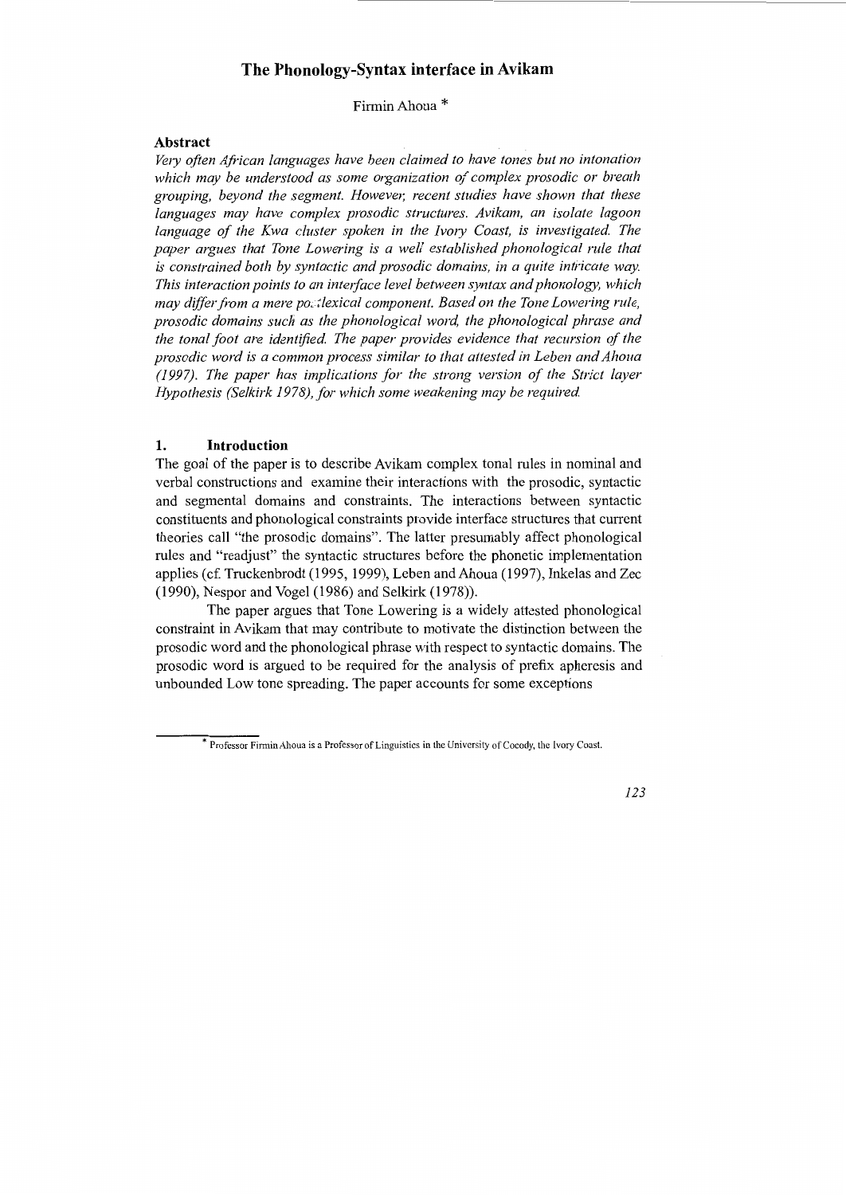# The Phonology-Syntax interface in Avikam

Firmin Ahoua *

## Abstract

*Very often African languages have been claimed to have tones but no intonation which may be understood as some organization of complex prosodic or breath grouping, beyond the segment. However, recent studies have shown that these languages may have complex prosodic structures. Avikam, an isolate lagoon language of the Kwa cluster spoken in the Ivory Coast, is investigated. The paper argues that Tone Lowering is a well established phonological rule that is constrained both by syntactic and prosodic domains, in a quite intricate way. This interaction points to an interface level between syntax and phonology, which may differ from a mere postlexical component. Based on the Tone Lowering rule, prosodic domains such as the phonological word, the phonological phrase and the tonal foot are identified. The paper provides evidence that recursion of the prosodic word is a common process similar to that attested in Leben and Ahoua (1997). The paper has implications for the strong version of the Strict layer Hypothesis (Selkirk 1978), for which some weakening may be required.*

## 1. Introduction

The goal of the paper is to describe Avikam complex tonal rules in nominal and verbal constructions and examine their interactions with the prosodic, syntactic and segmental domains and constraints. The interactions between syntactic constituents and phonological constraints provide interface structures that current theories call "the prosodic domains". The latter presumably affect phonological rules and "readjust" the syntactic structures before the phonetic implementation applies (cf. Truckenbrodt (1995, 1999), Leben and Ahoua (1997), Inkelas and Zec (1990), Nespor and Vogel (1986) and Selkirk (1978)).

The paper argues that Tone Lowering is a widely attested phonological constraint in Avikam that may contribute to motivate the distinction between the prosodic word and the phonological phrase with respect to syntactic domains. The prosodic word is argued to be required for the analysis of prefix apheresis and unbounded Low tone spreading. The paper accounts for some exceptions

* Professor Firmin Ahoua is a Professor of Linguistics in the University of Cocody, the Ivory Coast.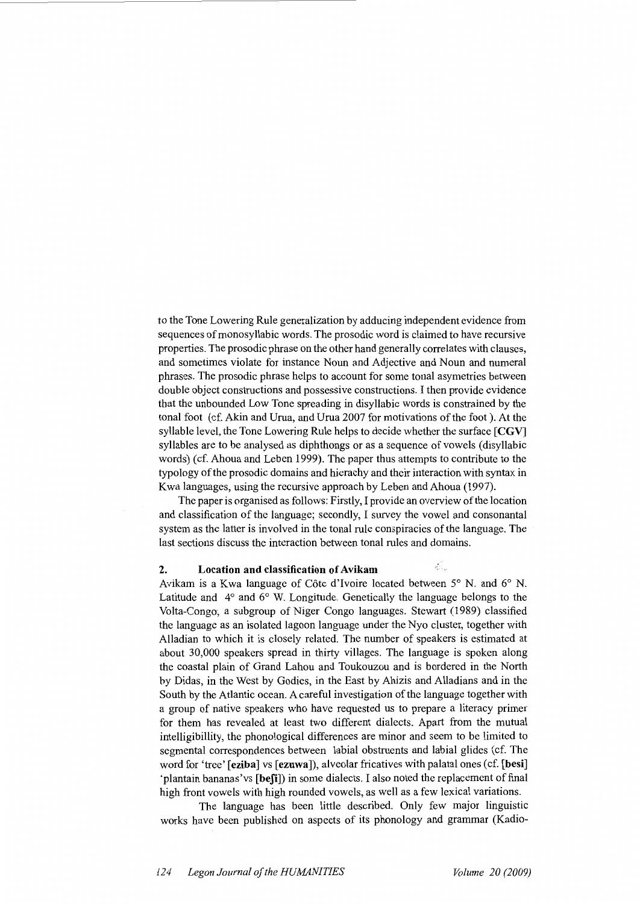to the Tone Lowering Rule generalization by adducing independent evidence from sequences of monosyllabic words. The prosodic word is claimed to have recursive properties. The prosodic phrase on the other hand generally correlates with clauses, and sometimes violate for instance Noun and Adjective and Noun and numeral phrases. The prosodic phrase helps to account for some tonal asymetries between double object constructions and possessive constructions. I then provide evidence that the unbounded Low Tone spreading in disyllabic words is constrained by the tonal foot (cf. Akin and Urua, and Urua 2007 for motivations of the foot ). At the syllable level, the Tone Lowering Rule helps to decide whether the surface **[CGV]** syllables are to be analysed as diphthongs or as a sequence of vowels (disyllabic words) (cf. Ahoua and Leben 1999). The paper thus attempts to contribute to the typology of the prosodic domains and hierachy and their interaction with syntax in Kwa languages, using the recursive approach by Leben and Ahoua (1997).

The paper is organised as follows: Firstly, I provide an overview of the location and classification of the language; secondly, I survey the vowel and consonantal system as the latter is involved in the tonal rule conspiracies of the language. The last sections discuss the interaction between tonal rules and domains.

## 2. Location and classification of Avikam

Avikam is a Kwa language of Côte d'Ivoire located between 5° N. and 6° N. Latitude and 4° and 6° W. Longitude. Genetically the language belongs to the Volta-Congo, a subgroup of Niger Congo languages. Stewart (1989) classified the language as an isolated lagoon language under the Nyo cluster, together with Alladian to which it is closely related. The number of speakers is estimated at about 30,000 speakers spread in thirty villages. The language is spoken along the coastal plain of Grand Lahou and Toukouzou and is bordered in the North by Didas, in the West by Godies, in the East by Ahizis and Alladians and in the South by the Atlantic ocean. A careful investigation of the language together with a group of native speakers who have requested us to prepare a literacy primer for them has revealed at least two different dialects. Apart from the mutual intelligibillity, the phonological differences are minor and seem to be limited to segmental correspondences between labial obstruents and labial glides (cf. The word for 'tree' **[eziba]** vs **[ezuwa]**), alveolar fricatives with palatal ones (cf. **[besi]** 'plantain bananas'vs **[beʃi]**) in some dialects. I also noted the replacement of final high front vowels with high rounded vowels, as well as a few lexical variations.

The language has been little described. Only few major linguistic works have been published on aspects of its phonology and grammar (Kadio-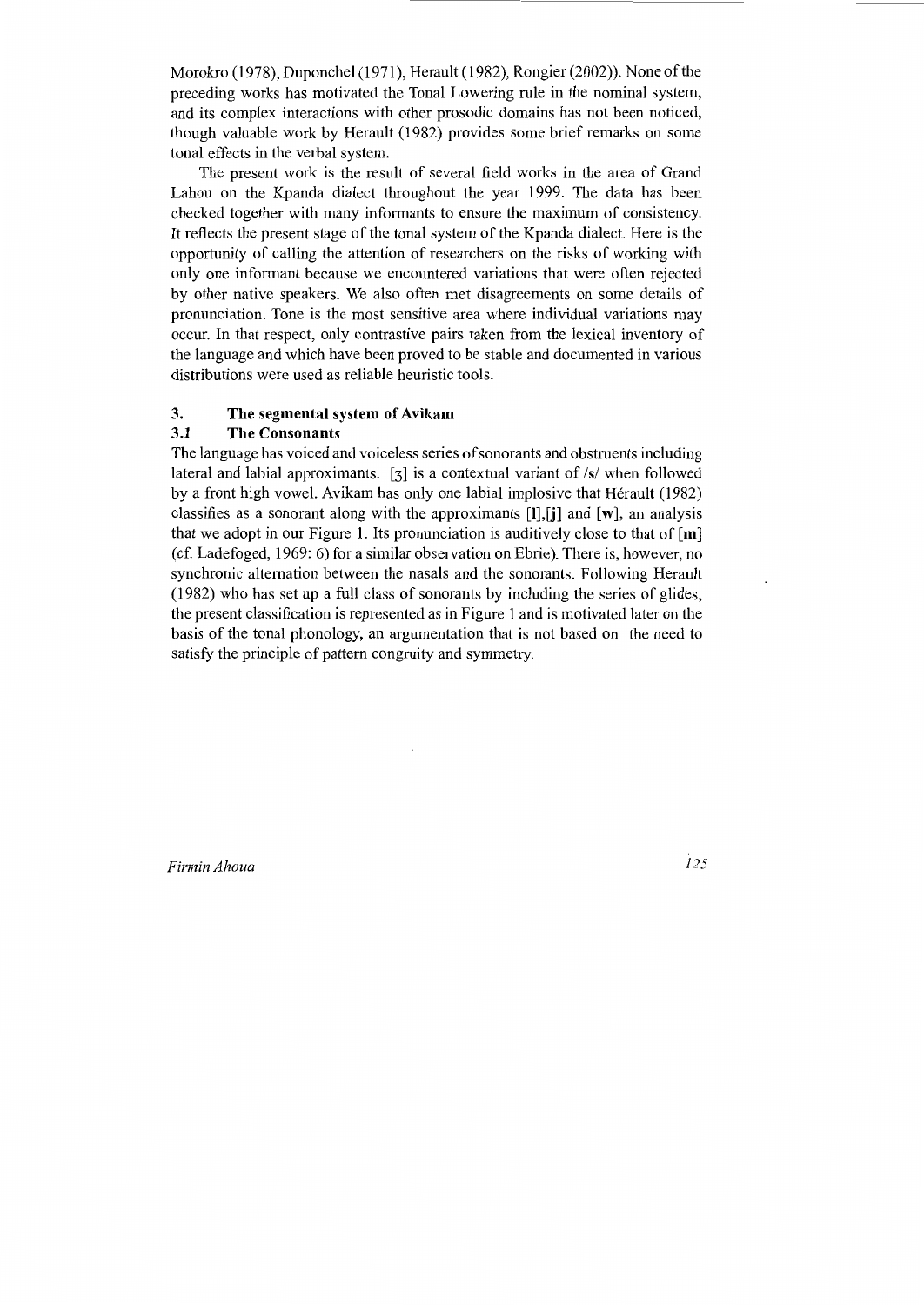Morokro (1978), Duponchel (1971), Herault (1982), Rongier (2002)). None of the preceding works has motivated the Tonal Lowering rule in the nominal system, and its complex interactions with other prosodic domains has not been noticed, though valuable work by Herault (1982) provides some brief remarks on some tonal effects in the verbal system.

The present work is the result of several field works in the area of Grand Lahou on the Kpanda dialect throughout the year 1999. The data has been checked together with many informants to ensure the maximum of consistency. It reflects the present stage of the tonal system of the Kpanda dialect. Here is the opportunity of calling the attention of researchers on the risks of working with only one informant because we encountered variations that were often rejected by other native speakers. We also often met disagreements on some details of pronunciation. Tone is the most sensitive area where individual variations may occur. In that respect, only contrastive pairs taken from the lexical inventory of the language and which have been proved to be stable and documented in various distributions were used as reliable heuristic tools.

## 3. The segmental system of Avikam

### 3.1 The Consonants

The language has voiced and voiceless series of sonorants and obstruents including lateral and labial approximants. [ʒ] is a contextual variant of /s/ when followed by a front high vowel. Avikam has only one labial implosive that Hérault (1982) classifies as a sonorant along with the approximants **[l]**,**[j]** and **[w]**, an analysis that we adopt in our Figure 1. Its pronunciation is auditively close to that of **[m]** (cf. Ladefoged, 1969: 6) for a similar observation on Ebrie). There is, however, no synchronic alternation between the nasals and the sonorants. Following Herault (1982) who has set up a full class of sonorants by including the series of glides, the present classification is represented as in Figure 1 and is motivated later on the basis of the tonal phonology, an argumentation that is not based on the need to satisfy the principle of pattern congruity and symmetry.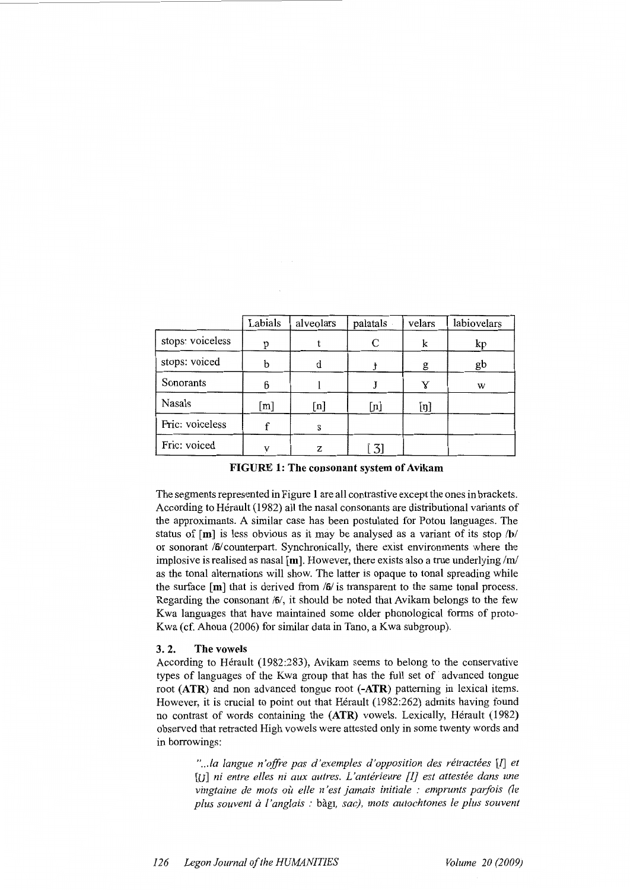|  | Labials | alveolars | palatals | velars | labiovelars |
|---|---|---|---|---|---|
| stops: voiceless | p | t | c | k | kp |
| stops: voiced | b | d | ɟ | g | gb |
| Sonorants | ɓ | l | ɉ | ɣ | w |
| Nasals | [m] | [n] | [ɲ] | [ŋ] |  |
| Fric: voiceless | f | s |  |  |  |
| Fric: voiced | v | z | [ʒ] |  |  |

**FIGURE 1: The consonant system of Avikam**

The segments represented in Figure 1 are all contrastive except the ones in brackets. According to Hérault (1982) all the nasal consonants are distributional variants of the approximants. A similar case has been postulated for Potou languages. The status of **[m]** is less obvious as it may be analysed as a variant of its stop /**b**/ or sonorant /**ɓ**/ counterpart. Synchronically, there exist environments where the implosive is realised as nasal [**m**]. However, there exists also a true underlying /m/ as the tonal alternations will show. The latter is opaque to tonal spreading while the surface [**m**] that is derived from /**ɓ**/ is transparent to the same tonal process. Regarding the consonant /**ɓ**/, it should be noted that Avikam belongs to the few Kwa languages that have maintained some older phonological forms of proto-Kwa (cf. Ahoua (2006) for similar data in Tano, a Kwa subgroup).

### 3. 2. The vowels

According to Hérault (1982:283), Avikam seems to belong to the conservative types of languages of the Kwa group that has the full set of advanced tongue root (**ATR**) and non advanced tongue root (**-ATR**) patterning in lexical items. However, it is crucial to point out that Hérault (1982:262) admits having found no contrast of words containing the (**ATR**) vowels. Lexically, Hérault (1982) observed that retracted High vowels were attested only in some twenty words and in borrowings:

> *"...la langue n'offre pas d'exemples d'opposition des rétractées [ɪ] et [ʊ] ni entre elles ni aux autres. L'antérieure [ɪ] est attestée dans une vingtaine de mots où elle n'est jamais initiale : emprunts parfois (le plus souvent à l'anglais :* bàgɪ, *sac), mots autochtones le plus souvent*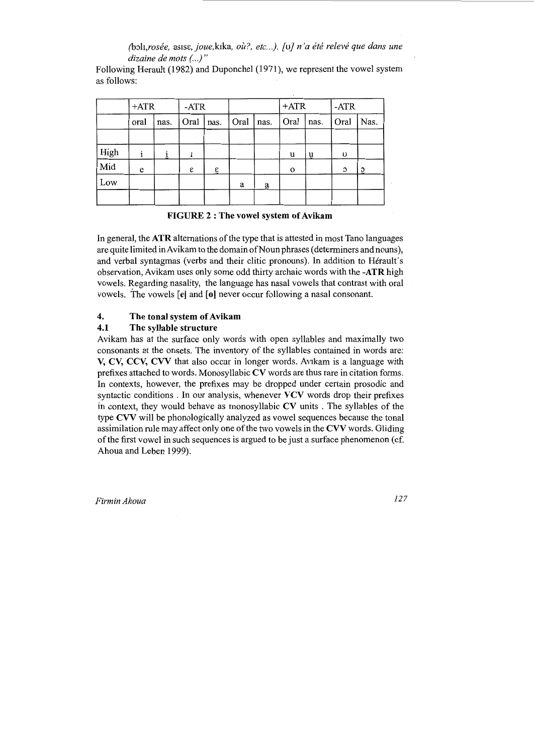*(*bɔlɪ*,rosée,* asɪsɛ*, joue,*kɪka*, où?, etc...). [*ʊ*] n'a été relevé que dans une dizaine de mots (...)"*

Following Herault (1982) and Duponchel (1971), we represent the vowel system as follows:

| | +ATR | | -ATR | | | | +ATR | | -ATR | |
|---|---|---|---|---|---|---|---|---|---|---|
| | oral | nas. | Oral | nas. | Oral | nas. | Oral | nas. | Oral | Nas. |
| | | | | | | | | | | |
| High | i | i̜ | ɪ | | | | u | u̜ | ʊ | |
| Mid | e | | ɛ | ɛ̜ | | | o | | ɔ | ɔ̜ |
| Low | | | | | a | a̜ | | | | |
| | | | | | | | | | | |

**FIGURE 2 : The vowel system of Avikam**

In general, the **ATR** alternations of the type that is attested in most Tano languages are quite limited in Avikam to the domain of Noun phrases (determiners and nouns), and verbal syntagmas (verbs and their clitic pronouns). In addition to Hérault's observation, Avikam uses only some odd thirty archaic words with the **-ATR** high vowels. Regarding nasality, the language has nasal vowels that contrast with oral vowels. The vowels **[e]** and **[o]** never occur following a nasal consonant.

## 4. The tonal system of Avikam

### 4.1 The syllable structure

Avikam has at the surface only words with open syllables and maximally two consonants at the onsets. The inventory of the syllables contained in words are: **V, CV, CCV, CVV** that also occur in longer words. Avikam is a language with prefixes attached to words. Monosyllabic **CV** words are thus rare in citation forms. In contexts, however, the prefixes may be dropped under certain prosodic and syntactic conditions . In our analysis, whenever **VCV** words drop their prefixes in context, they would behave as monosyllabic **CV** units . The syllables of the type **CVV** will be phonologically analyzed as vowel sequences because the tonal assimilation rule may affect only one of the two vowels in the **CVV** words. Gliding of the first vowel in such sequences is argued to be just a surface phenomenon (cf. Ahoua and Leben 1999).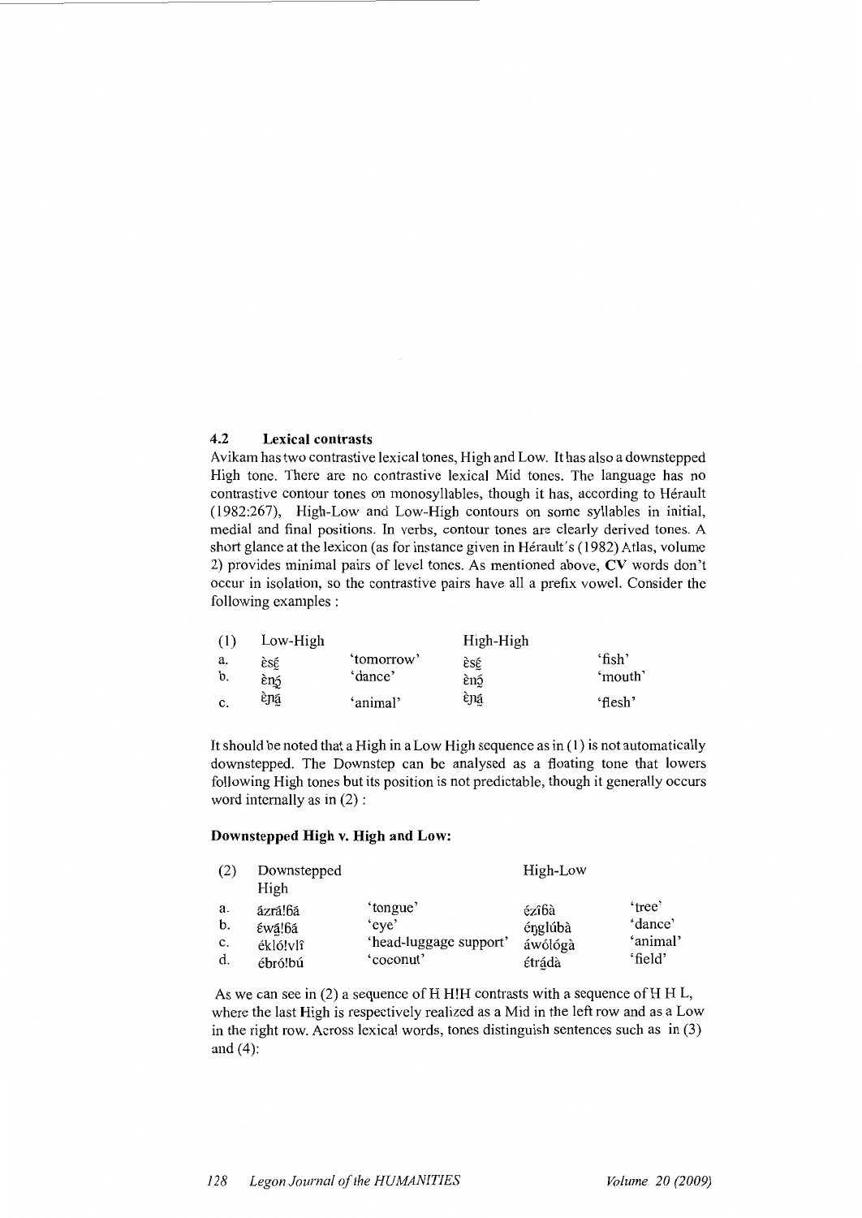### 4.2 Lexical contrasts

Avikam has two contrastive lexical tones, High and Low. It has also a downstepped High tone. There are no contrastive lexical Mid tones. The language has no contrastive contour tones on monosyllables, though it has, according to Hérault (1982:267), High-Low and Low-High contours on some syllables in initial, medial and final positions. In verbs, contour tones are clearly derived tones. A short glance at the lexicon (as for instance given in Hérault's (1982) Atlas, volume 2) provides minimal pairs of level tones. As mentioned above, **CV** words don't occur in isolation, so the contrastive pairs have all a prefix vowel. Consider the following examples :

| (1) | Low-High | | High-High | |
|---|---|---|---|---|
| a. | ὲsɛ̰́ | 'tomorrow' | ɛ́sɛ̰́ | 'fish' |
| b. | ὲnɔ̰́ | 'dance' | ɛ́nɔ̰́ | 'mouth' |
| c. | ὲɲá̰ | 'animal' | ɛ́ɲá̰ | 'flesh' |

It should be noted that a High in a Low High sequence as in (1) is not automatically downstepped. The Downstep can be analysed as a floating tone that lowers following High tones but its position is not predictable, though it generally occurs word internally as in (2) :

**Downstepped High v. High and Low:**

| (2) | Downstepped High | | High-Low | |
|---|---|---|---|---|
| a. | ázrá!ɓá | 'tongue' | ɛ́zîɓà | 'tree' |
| b. | ɛ́wá̰!ɓá | 'eye' | éŋglúbà | 'dance' |
| c. | ékló!vlî | 'head-luggage support' | áwólógà | 'animal' |
| d. | ébró!bú | 'coconut' | étrá̰dà | 'field' |

As we can see in (2) a sequence of H H!H contrasts with a sequence of H H L, where the last High is respectively realized as a Mid in the left row and as a Low in the right row. Across lexical words, tones distinguish sentences such as in (3) and (4):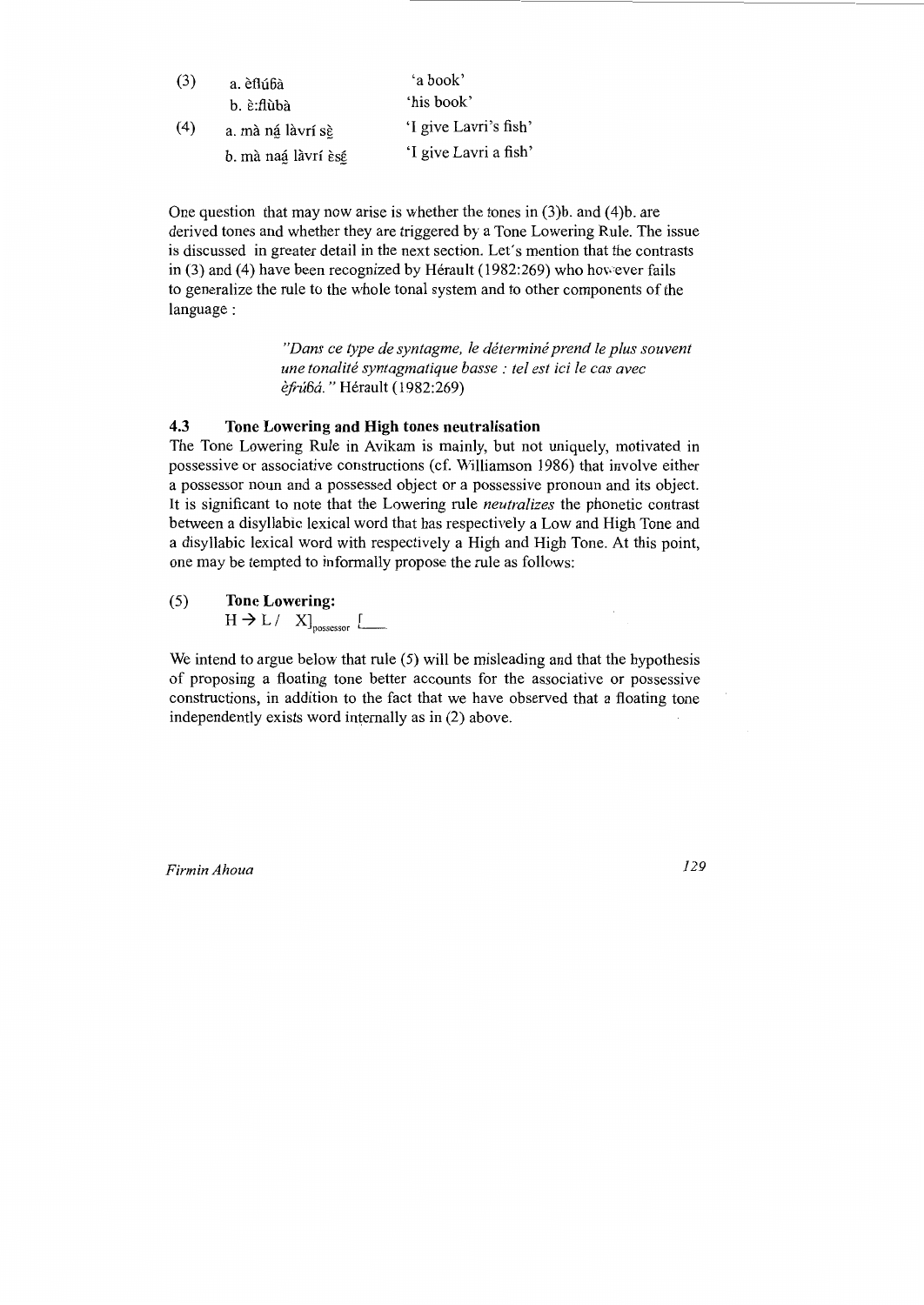(3) a. èflúɓà 'a book'
 b. è:flùbà 'his book'

(4) a. mà ná̰ làvrí sḛ̀ 'I give Lavri's fish'
 b. mà naá̰ làvrí èsέ̰ 'I give Lavri a fish'

One question that may now arise is whether the tones in (3)b. and (4)b. are derived tones and whether they are triggered by a Tone Lowering Rule. The issue is discussed in greater detail in the next section. Let's mention that the contrasts in (3) and (4) have been recognized by Hérault (1982:269) who however fails to generalize the rule to the whole tonal system and to other components of the language :

> *"Dans ce type de syntagme, le déterminé prend le plus souvent une tonalité syntagmatique basse : tel est ici le cas avec èfrúɓá."* Hérault (1982:269)

### 4.3 Tone Lowering and High tones neutralisation

The Tone Lowering Rule in Avikam is mainly, but not uniquely, motivated in possessive or associative constructions (cf. Williamson 1986) that involve either a possessor noun and a possessed object or a possessive pronoun and its object. It is significant to note that the Lowering rule *neutralizes* the phonetic contrast between a disyllabic lexical word that has respectively a Low and High Tone and a disyllabic lexical word with respectively a High and High Tone. At this point, one may be tempted to informally propose the rule as follows:

(5) **Tone Lowering:**

$$H \rightarrow L \; / \; X]_{possessor} \; [\_\_$$

We intend to argue below that rule (5) will be misleading and that the hypothesis of proposing a floating tone better accounts for the associative or possessive constructions, in addition to the fact that we have observed that a floating tone independently exists word internally as in (2) above.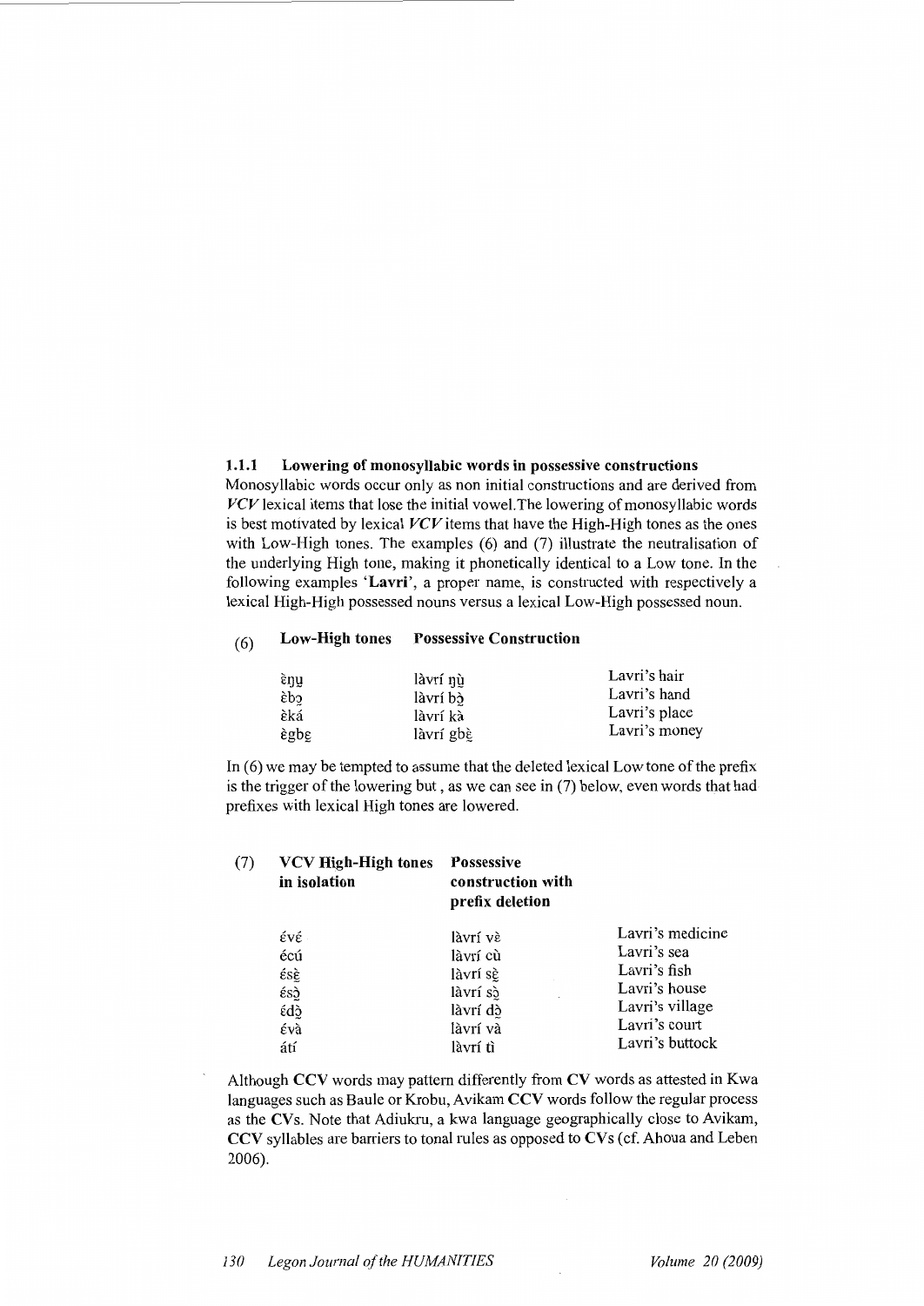### 1.1.1 Lowering of monosyllabic words in possessive constructions

Monosyllabic words occur only as non initial constructions and are derived from *VCV* lexical items that lose the initial vowel.The lowering of monosyllabic words is best motivated by lexical *VCV* items that have the High-High tones as the ones with Low-High tones. The examples (6) and (7) illustrate the neutralisation of the underlying High tone, making it phonetically identical to a Low tone. In the following examples '**Lavri**', a proper name, is constructed with respectively a lexical High-High possessed nouns versus a lexical Low-High possessed noun.

(6)

| **Low-High tones** | **Possessive Construction** | |
|---|---|---|
| ɛ̀ŋu̧ | làvrí ŋù̧ | Lavri's hair |
| ɛ̀bɔ̧ | làvrí bɔ̧̀ | Lavri's hand |
| ɛ̀ká | làvrí kà | Lavri's place |
| ɛ̀gbɛ̧ | làvrí gbɛ̧̀ | Lavri's money |

In (6) we may be tempted to assume that the deleted lexical Low tone of the prefix is the trigger of the lowering but , as we can see in (7) below, even words that had prefixes with lexical High tones are lowered.

(7)

| **VCV High-High tones in isolation** | **Possessive construction with prefix deletion** | |
|---|---|---|
| ɛ́vɛ́ | làvrí vɛ̀ | Lavri's medicine |
| écú | làvrí cù | Lavri's sea |
| ɛ́sɛ̧̀ | làvrí sɛ̧̀ | Lavri's fish |
| ɛ́sɔ̧̀ | làvrí sɔ̧̀ | Lavri's house |
| ɛ́dɔ̧̀ | làvrí dɔ̧̀ | Lavri's village |
| ɛ́và | làvrí và | Lavri's court |
| átí | làvrí tì | Lavri's buttock |

Although **CCV** words may pattern differently from **CV** words as attested in Kwa languages such as Baule or Krobu, Avikam **CCV** words follow the regular process as the **CV**s. Note that Adiukru, a kwa language geographically close to Avikam, **CCV** syllables are barriers to tonal rules as opposed to **CV**s (cf. Ahoua and Leben 2006).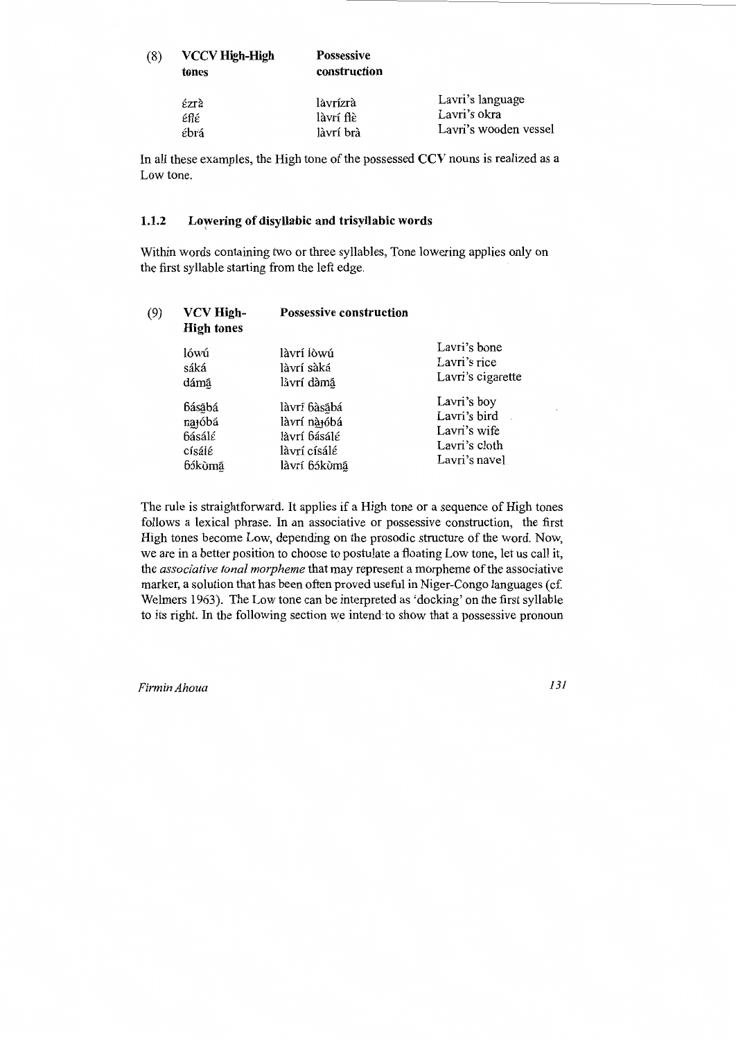| (8) | VCCV High-High tones | Possessive construction | |
|---|---|---|---|
| | ɛ́zrà | làvrízrà | Lavri's language |
| | ɛ́flɛ́ | làvrí flɛ̀ | Lavri's okra |
| | ɛ́brá | làvrí brà | Lavri's wooden vessel |

In all these examples, the High tone of the possessed **CCV** nouns is realized as a Low tone.

### 1.1.2 Lowering of disyllabic and trisyllabic words

Within words containing two or three syllables, Tone lowering applies only on the first syllable starting from the left edge.

| (9) | VCV High-High tones | Possessive construction | |
|---|---|---|---|
| | lówú | làvrí lòwú | Lavri's bone |
| | sáká | làvrí sàká | Lavri's rice |
| | dámá̰ | làvrí dàmá̰ | Lavri's cigarette |
| | ɓásá̰bá | làvrí ɓàsá̰bá | Lavri's boy |
| | na̰ɟóbá | làvrí nà̰ɟóbá | Lavri's bird |
| | ɓásálɛ́ | làvrí ɓásálɛ́ | Lavri's wife |
| | císálɛ́ | làvrí císálɛ́ | Lavri's cloth |
| | ɓɔ́kùmá̰ | làvrí ɓɔ́kùmá̰ | Lavri's navel |

The rule is straightforward. It applies if a High tone or a sequence of High tones follows a lexical phrase. In an associative or possessive construction, the first High tones become Low, depending on the prosodic structure of the word. Now, we are in a better position to choose to postulate a floating Low tone, let us call it, the *associative tonal morpheme* that may represent a morpheme of the associative marker, a solution that has been often proved useful in Niger-Congo languages (cf. Welmers 1963). The Low tone can be interpreted as 'docking' on the first syllable to its right. In the following section we intend to show that a possessive pronoun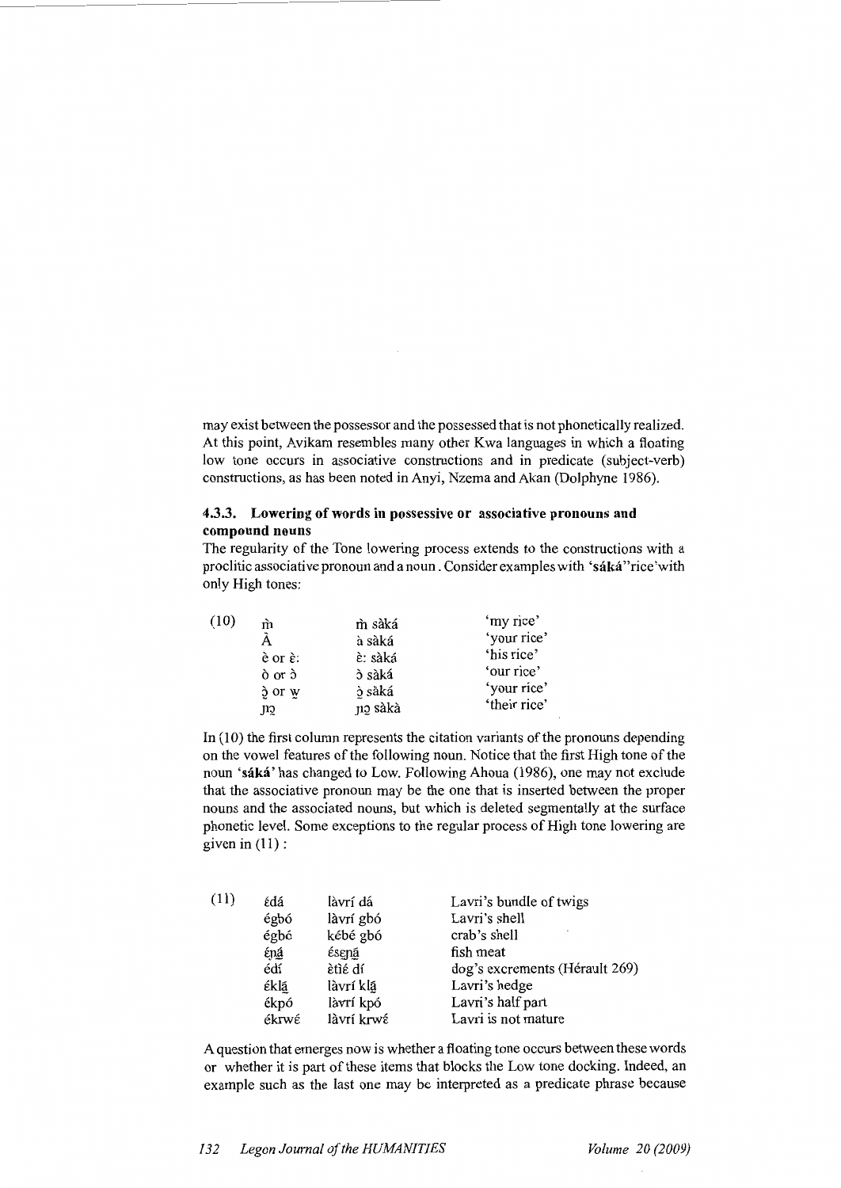may exist between the possessor and the possessed that is not phonetically realized. At this point, Avikam resembles many other Kwa languages in which a floating low tone occurs in associative constructions and in predicate (subject-verb) constructions, as has been noted in Anyi, Nzema and Akan (Dolphyne 1986).

### 4.3.3. Lowering of words in possessive or associative pronouns and compound nouns

The regularity of the Tone lowering process extends to the constructions with a proclitic associative pronoun and a noun. Consider examples with '**sáká**' "rice' with only High tones:

| (10) | | | |
|---|---|---|---|
| | m̀ | m̀ sàká | 'my rice' |
| | À | à sàká | 'your rice' |
| | è or ὲ: | ὲ: sàká | 'his rice' |
| | ò or ɔ̀ | ɔ̀ sàká | 'our rice' |
| | ɔ̣̀ or w̤ | ɔ̣̀ sàká | 'your rice' |
| | ɲɔ̣ | ɲɔ̣ sàkà | 'their rice' |

In (10) the first column represents the citation variants of the pronouns depending on the vowel features of the following noun. Notice that the first High tone of the noun '**sáká**' has changed to Low. Following Ahoua (1986), one may not exclude that the associative pronoun may be the one that is inserted between the proper nouns and the associated nouns, but which is deleted segmentally at the surface phonetic level. Some exceptions to the regular process of High tone lowering are given in (11):

| (11) | | | |
|---|---|---|---|
| | ɛ́dá | làvrí dá | Lavri's bundle of twigs |
| | égbó | làvrí gbó | Lavri's shell |
| | égbó | kébé gbó | crab's shell |
| | ɛ́ŋ̣á | ɛ́seŋ̣á | fish meat |
| | édí | ètíé dí | dog's excrements (Hérault 269) |
| | ɛ́klạ́ | làvrí klạ́ | Lavri's hedge |
| | ékpó | làvrí kpó | Lavri's half part |
| | ékrwɛ́ | làvrí krwɛ́ | Lavri is not mature |

A question that emerges now is whether a floating tone occurs between these words or whether it is part of these items that blocks the Low tone docking. Indeed, an example such as the last one may be interpreted as a predicate phrase because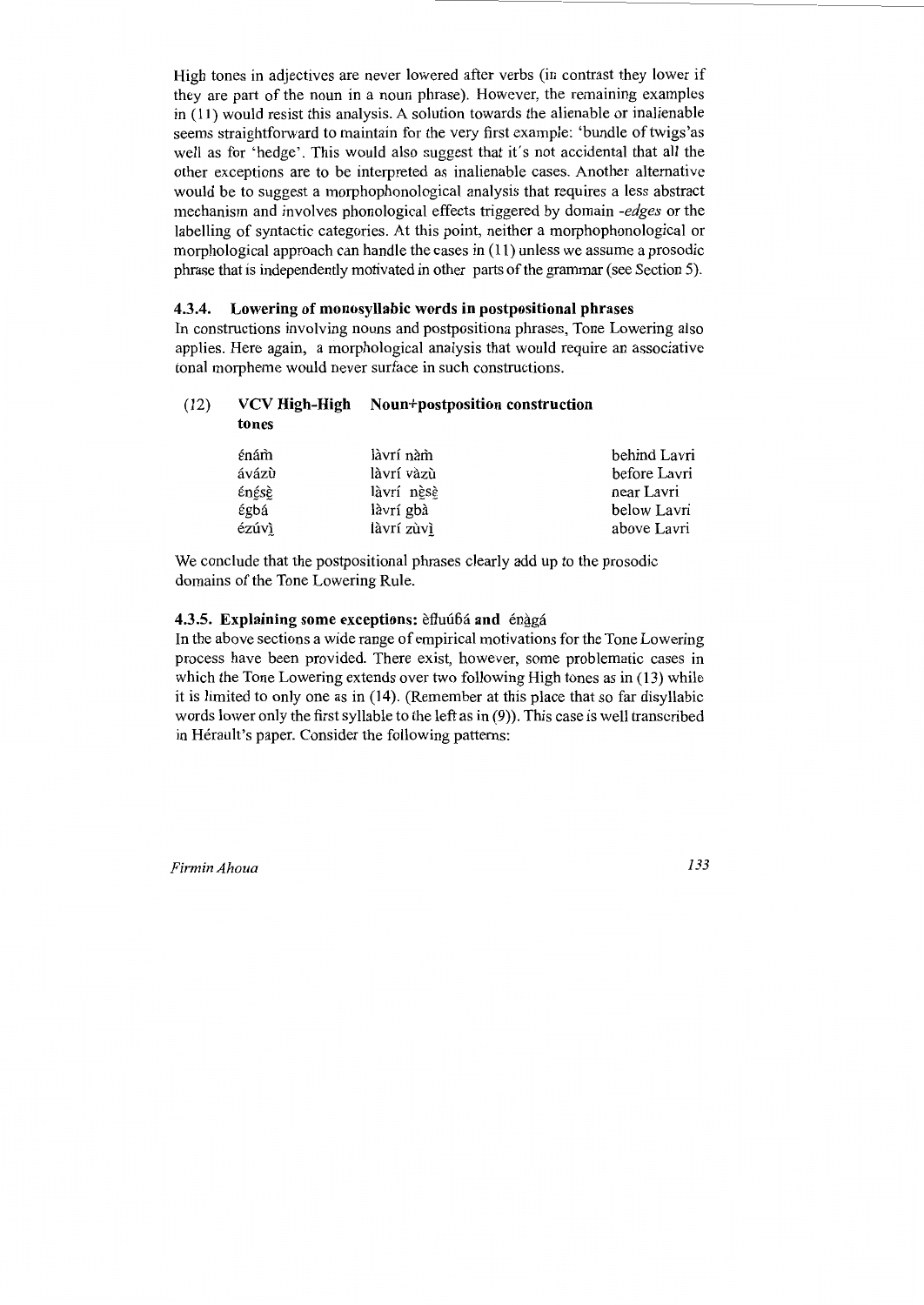High tones in adjectives are never lowered after verbs (in contrast they lower if they are part of the noun in a noun phrase). However, the remaining examples in (11) would resist this analysis. A solution towards the alienable or inalienable seems straightforward to maintain for the very first example: 'bundle of twigs'as well as for 'hedge'. This would also suggest that it's not accidental that all the other exceptions are to be interpreted as inalienable cases. Another alternative would be to suggest a morphophonological analysis that requires a less abstract mechanism and involves phonological effects triggered by domain *-edges* or the labelling of syntactic categories. At this point, neither a morphophonological or morphological approach can handle the cases in (11) unless we assume a prosodic phrase that is independently motivated in other parts of the grammar (see Section 5).

### 4.3.4. Lowering of monosyllabic words in postpositional phrases

In constructions involving nouns and postpositiona phrases, Tone Lowering also applies. Here again, a morphological analysis that would require an associative tonal morpheme would never surface in such constructions.

(12)

| VCV High-High tones | Noun+postposition construction | |
|---|---|---|
| ɛ́nám̀ | làvrí nàm̀ | behind Lavri |
| ávázù | làvrí vàzù | before Lavri |
| ɛ́nɛ̰́sɛ̰̀ | làvrí nɛ̰̀sɛ̰̀ | near Lavri |
| ɛ́gbá | làvrí gbà | below Lavri |
| ézúvḭ̀ | làvrí zùvḭ̀ | above Lavri |

We conclude that the postpositional phrases clearly add up to the prosodic domains of the Tone Lowering Rule.

### 4.3.5. Explaining some exceptions: ɛ̀flúúɓá and énàgá

In the above sections a wide range of empirical motivations for the Tone Lowering process have been provided. There exist, however, some problematic cases in which the Tone Lowering extends over two following High tones as in (13) while it is limited to only one as in (14). (Remember at this place that so far disyllabic words lower only the first syllable to the left as in (9)). This case is well transcribed in Hérault's paper. Consider the following patterns: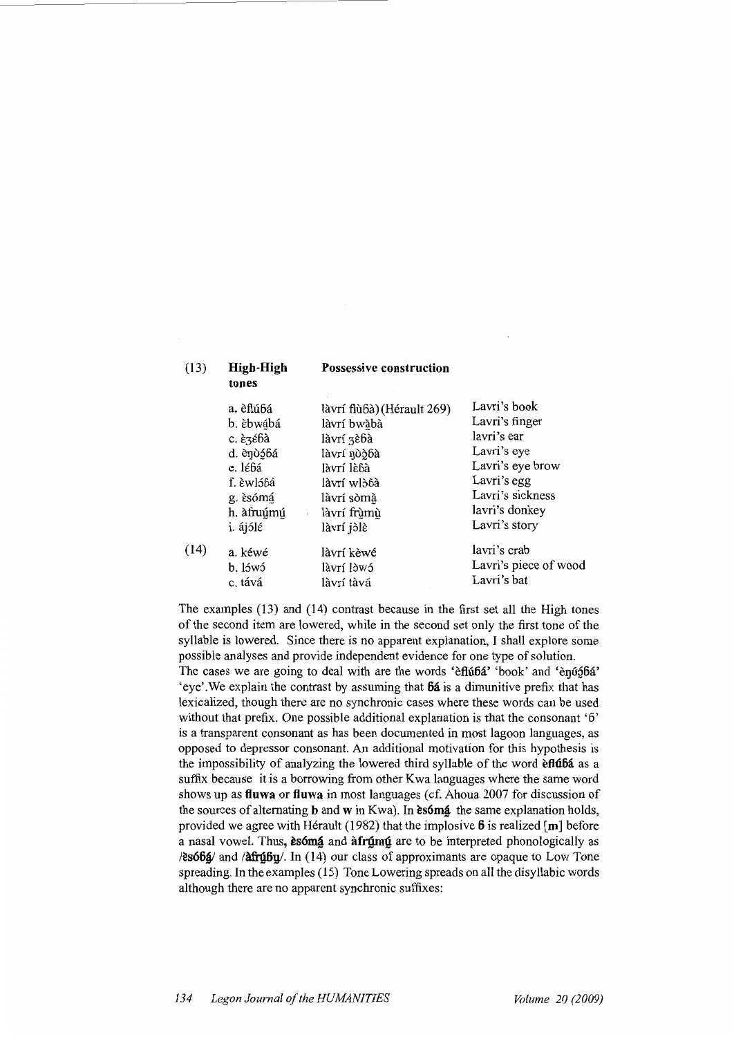| (13) | High-High tones | Possessive construction | |
|---|---|---|---|
| | a. èflúɓá | làvrí flùɓà) (Hérault 269) | Lavri's book |
| | b. èbwá̰bá | làvrí bwà̰bà | Lavri's finger |
| | c. èʒéɓà | làvrí ʒèɓà | lavri's ear |
| | d. èŋʊ̀ɔ́ɓá | làvrí ŋʊ̀ɔ̀ɓà | Lavri's eye |
| | e. léɓá | làvrí lèɓà | Lavri's eye brow |
| | f. èwlɔ́ɓá | làvrí wlɔ̀ɓà | Lavri's egg |
| | g. èsómá̰ | làvrí sòmà̰ | Lavri's sickness |
| | h. àfrṵ́mṵ́ | làvrí frṵ̀mṵ̀ | lavri's donkey |
| | i. ájɔ́lɛ́ | làvrí jɔ̀lɛ̀ | Lavri's story |
| (14) | a. kéwé | làvrí kèwé | lavri's crab |
| | b. lɔ́wɔ́ | làvrí lɔ̀wɔ́ | Lavri's piece of wood |
| | c. tává | làvrí tàvá | Lavri's bat |

The examples (13) and (14) contrast because in the first set all the High tones of the second item are lowered, while in the second set only the first tone of the syllable is lowered. Since there is no apparent explanation, I shall explore some possible analyses and provide independent evidence for one type of solution.
The cases we are going to deal with are the words '**èflúɓá**' 'book' and '**èŋʊ́ɔ́ɓá**' 'eye'.We explain the contrast by assuming that **ɓá** is a dimunitive prefix that has lexicalized, though there are no synchronic cases where these words can be used without that prefix. One possible additional explanation is that the consonant 'ɓ' is a transparent consonant as has been documented in most lagoon languages, as opposed to depressor consonant. An additional motivation for this hypothesis is the impossibility of analyzing the lowered third syllable of the word **èflúɓá** as a suffix because it is a borrowing from other Kwa languages where the same word shows up as **fluwa** or **fluwa** in most languages (cf. Ahoua 2007 for discussion of the sources of alternating **b** and **w** in Kwa). In **èsómá̰** the same explanation holds, provided we agree with Hérault (1982) that the implosive **ɓ** is realized [**m**] before a nasal vowel. Thus, **èsómá̰** and **àfrṵ́mṵ́** are to be interpreted phonologically as /**èsóɓá̰**/ and /**àfrṵ́ɓṵ**/. In (14) our class of approximants are opaque to Low Tone spreading. In the examples (15) Tone Lowering spreads on all the disyllabic words although there are no apparent synchronic suffixes: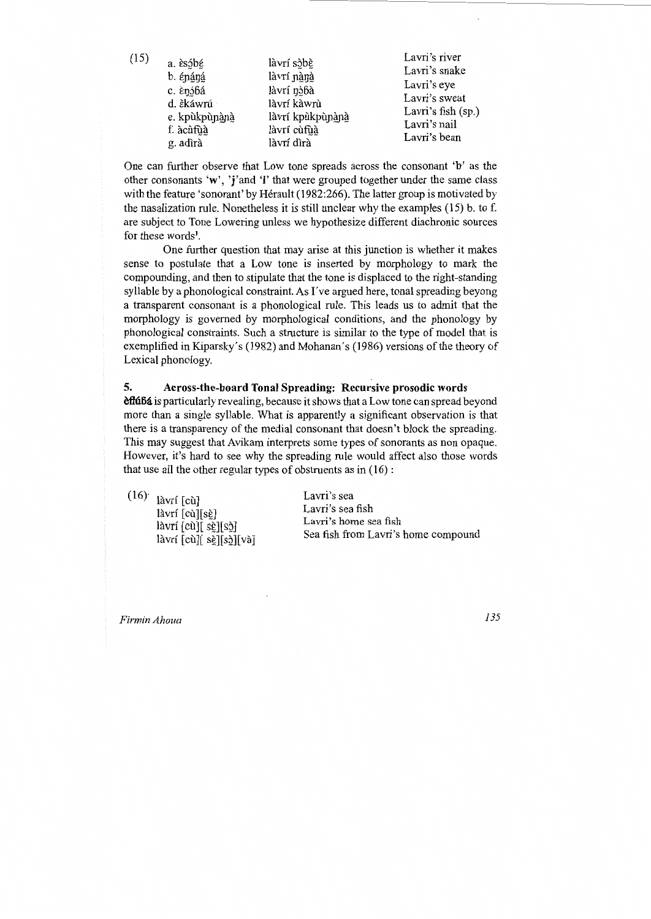(15)

| | | |
|---|---|---|
| a. ɛ̀sɔ́bɛ́ | làvrí sɔ̀bɛ̀ | Lavri's river |
| b. ɛ́ɲáŋá | làvrí ɲàŋà | Lavri's snake |
| c. ɛ̀ŋɔ́ɓá | làvrí ŋɔ̀ɓà | Lavri's eye |
| d. ɛ̀káwrú | làvrí kàwrù | Lavri's sweat |
| e. kpùkpùɲàɲà | làvrí kpùkpùɲàɲà | Lavri's fish (sp.) |
| f. àcùfṵ̀à | làvrí cùfṵ̀à | Lavri's nail |
| g. adìrà | làvrí dìrà | Lavri's bean |

One can further observe that Low tone spreads across the consonant 'b' as the other consonants 'w', 'j' and 'l' that were grouped together under the same class with the feature 'sonorant' by Hérault (1982:266). The latter group is motivated by the nasalization rule. Nonetheless it is still unclear why the examples (15) b. to f. are subject to Tone Lowering unless we hypothesize different diachronic sources for these words[1].

One further question that may arise at this junction is whether it makes sense to postulate that a Low tone is inserted by morphology to mark the compounding, and then to stipulate that the tone is displaced to the right-standing syllable by a phonological constraint. As I've argued here, tonal spreading beyong a transparent consonant is a phonological rule. This leads us to admit that the morphology is governed by morphological conditions, and the phonology by phonological constraints. Such a structure is similar to the type of model that is exemplified in Kiparsky's (1982) and Mohanan's (1986) versions of the theory of Lexical phonology.

## 5. Across-the-board Tonal Spreading: Recursive prosodic words

**ɛ̀flúɓá** is particularly revealing, because it shows that a Low tone can spread beyond more than a single syllable. What is apparently a significant observation is that there is a transparency of the medial consonant that doesn't block the spreading. This may suggest that Avikam interprets some types of sonorants as non opaque. However, it's hard to see why the spreading rule would affect also those words that use all the other regular types of obstruents as in (16) :

(16)

| | |
|---|---|
| làvrí [cù] | Lavri's sea |
| làvrí [cù][sɛ̀] | Lavri's sea fish |
| làvrí [cù][ sɛ̀][sɔ̀] | Lavri's home sea fish |
| làvrí [cù][ sɛ̀][sɔ̀][và] | Sea fish from Lavri's home compound |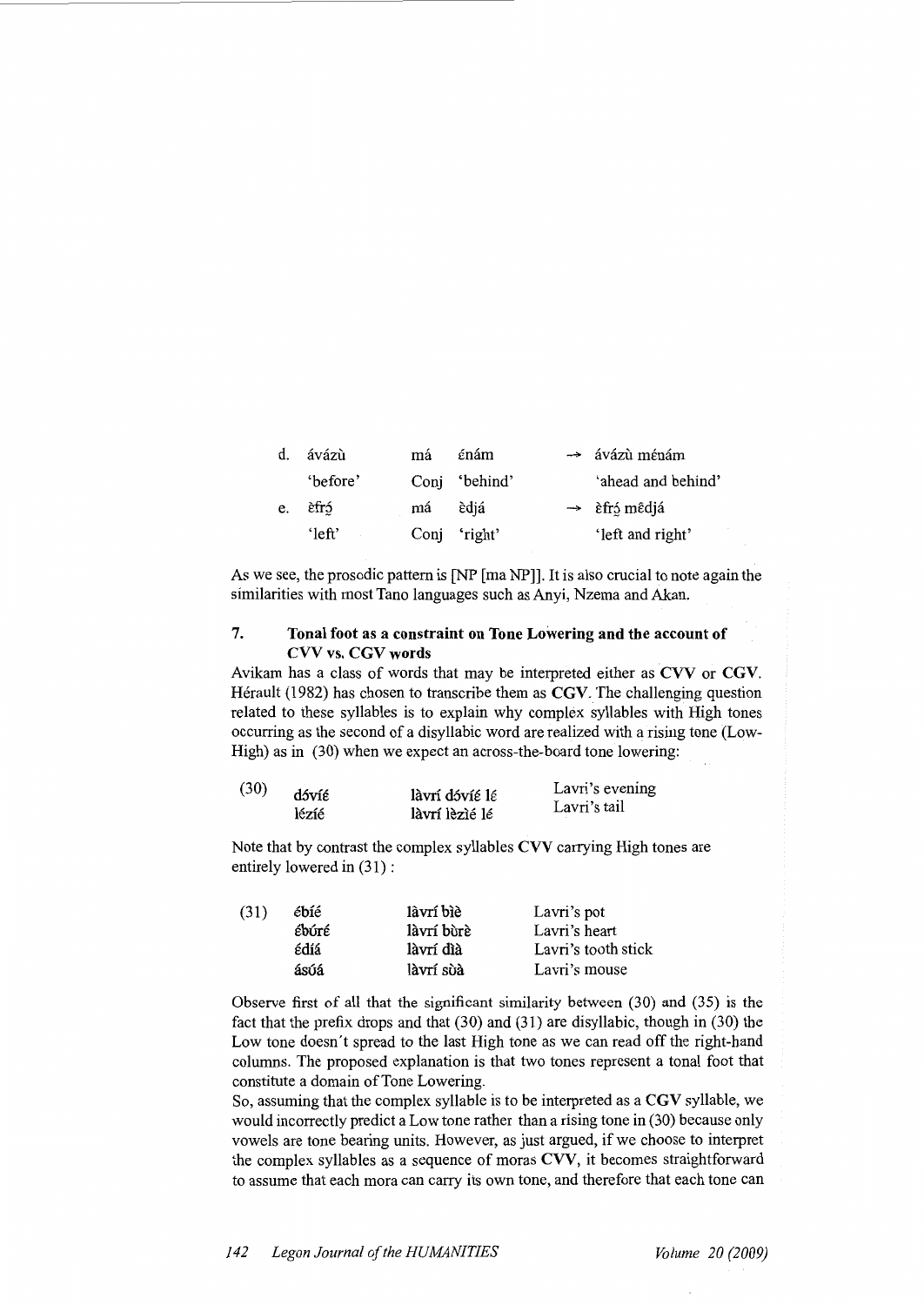| d. | ávázù | má | ɛ́nám | → | ávázù mɛ́nám |
|---|---|---|---|---|---|
| | 'before' | Conj | 'behind' | | 'ahead and behind' |
| e. | ɛ̀frɔ́ | má | ɛ̀djá | → | ɛ̀frɔ́ mɛ̂djá |
| | 'left' | Conj | 'right' | | 'left and right' |

As we see, the prosodic pattern is [NP [ma NP]]. It is also crucial to note again the similarities with most Tano languages such as Anyi, Nzema and Akan.

## 7. Tonal foot as a constraint on Tone Lowering and the account of CVV vs. CGV words

Avikam has a class of words that may be interpreted either as **CVV** or **CGV**. Hérault (1982) has chosen to transcribe them as **CGV**. The challenging question related to these syllables is to explain why complex syllables with High tones occurring as the second of a disyllabic word are realized with a rising tone (Low-High) as in (30) when we expect an across-the-board tone lowering:

| (30) | dɔ́víɛ́ | làvrí dɔ́víɛ́ lɛ́ | Lavri's evening |
|---|---|---|---|
| | lɛ́zíɛ́ | làvrí lɛ̀zìɛ́ lɛ́ | Lavri's tail |

Note that by contrast the complex syllables CVV carrying High tones are entirely lowered in (31) :

| (31) | ébíé | làvrí bìè | Lavri's pot |
|---|---|---|---|
| | ébúré | làvrí bùrè | Lavri's heart |
| | édíá | làvrí dìà | Lavri's tooth stick |
| | ásúá | làvrí sùà | Lavri's mouse |

Observe first of all that the significant similarity between (30) and (35) is the fact that the prefix drops and that (30) and (31) are disyllabic, though in (30) the Low tone doesn't spread to the last High tone as we can read off the right-hand columns. The proposed explanation is that two tones represent a tonal foot that constitute a domain of Tone Lowering.

So, assuming that the complex syllable is to be interpreted as a **CGV** syllable, we would incorrectly predict a Low tone rather than a rising tone in (30) because only vowels are tone bearing units. However, as just argued, if we choose to interpret the complex syllables as a sequence of moras **CVV**, it becomes straightforward to assume that each mora can carry its own tone, and therefore that each tone can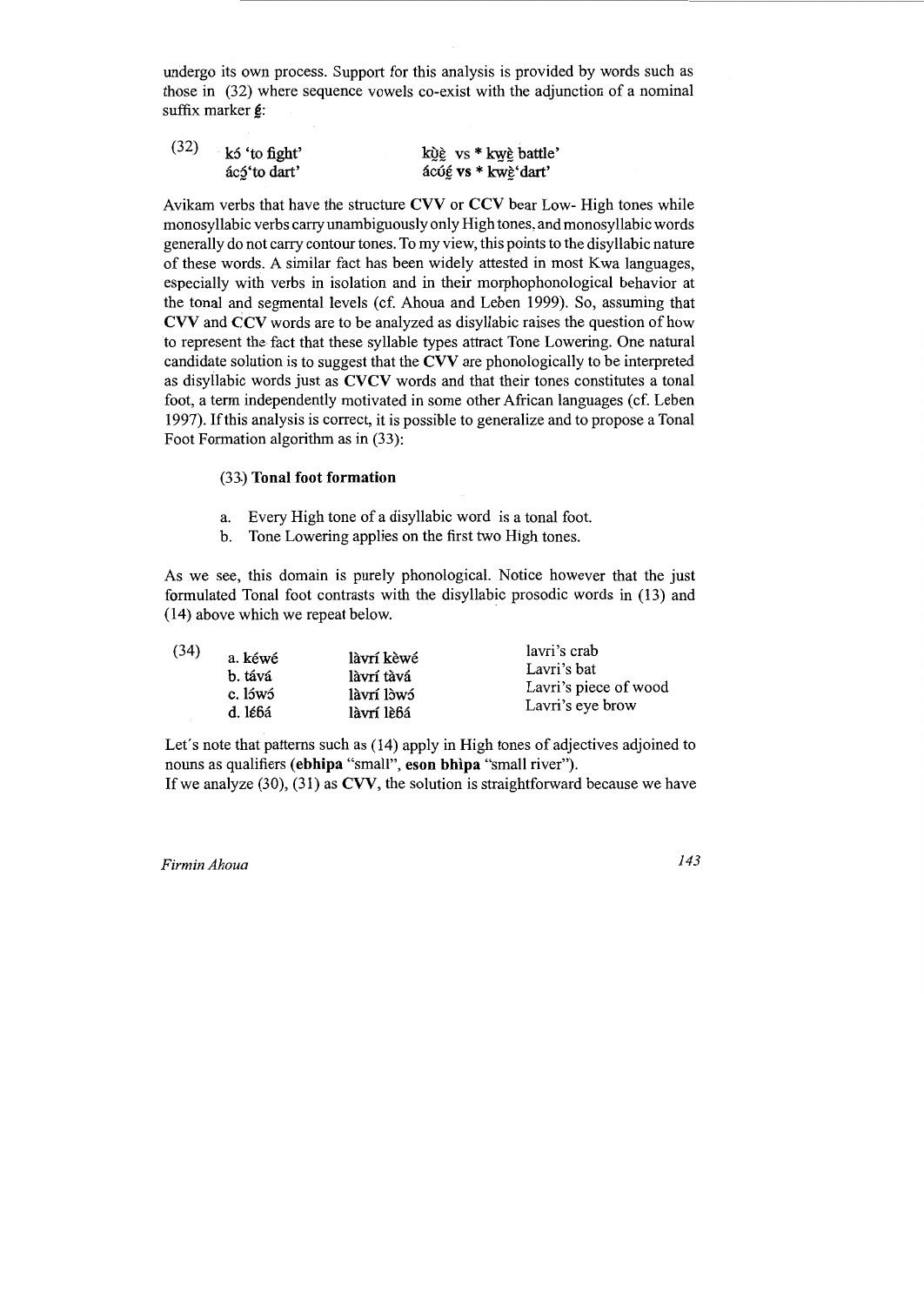undergo its own process. Support for this analysis is provided by words such as those in (32) where sequence vowels co-exist with the adjunction of a nominal suffix marker ɛ̰́:

(32) kɔ́ 'to fight' — kʊ̀ɛ̰̀ vs * kwɛ̰̀ battle'
ácɔ̰́'to dart' — ácʊ́ɛ̰́ vs * kwɛ̰̀'dart'

Avikam verbs that have the structure **CVV** or **CCV** bear Low- High tones while monosyllabic verbs carry unambiguously only High tones, and monosyllabic words generally do not carry contour tones. To my view, this points to the disyllabic nature of these words. A similar fact has been widely attested in most Kwa languages, especially with verbs in isolation and in their morphophonological behavior at the tonal and segmental levels (cf. Ahoua and Leben 1999). So, assuming that **CVV** and **CCV** words are to be analyzed as disyllabic raises the question of how to represent the fact that these syllable types attract Tone Lowering. One natural candidate solution is to suggest that the **CVV** are phonologically to be interpreted as disyllabic words just as **CVCV** words and that their tones constitutes a tonal foot, a term independently motivated in some other African languages (cf. Leben 1997). If this analysis is correct, it is possible to generalize and to propose a Tonal Foot Formation algorithm as in (33):

(33) **Tonal foot formation**

a. Every High tone of a disyllabic word is a tonal foot.
b. Tone Lowering applies on the first two High tones.

As we see, this domain is purely phonological. Notice however that the just formulated Tonal foot contrasts with the disyllabic prosodic words in (13) and (14) above which we repeat below.

(34)

| | | |
|---|---|---|
| a. kéwé | làvrí kèwé | lavri's crab |
| b. tává | làvrí tàvá | Lavri's bat |
| c. lɔ́wɔ́ | làvrí lɔ̀wɔ́ | Lavri's piece of wood |
| d. lɛ́ɓá | làvrí lɛ̀ɓá | Lavri's eye brow |

Let's note that patterns such as (14) apply in High tones of adjectives adjoined to nouns as qualifiers (**ebhipa** "small", **eson bhìpa** "small river").
If we analyze (30), (31) as **CVV**, the solution is straightforward because we have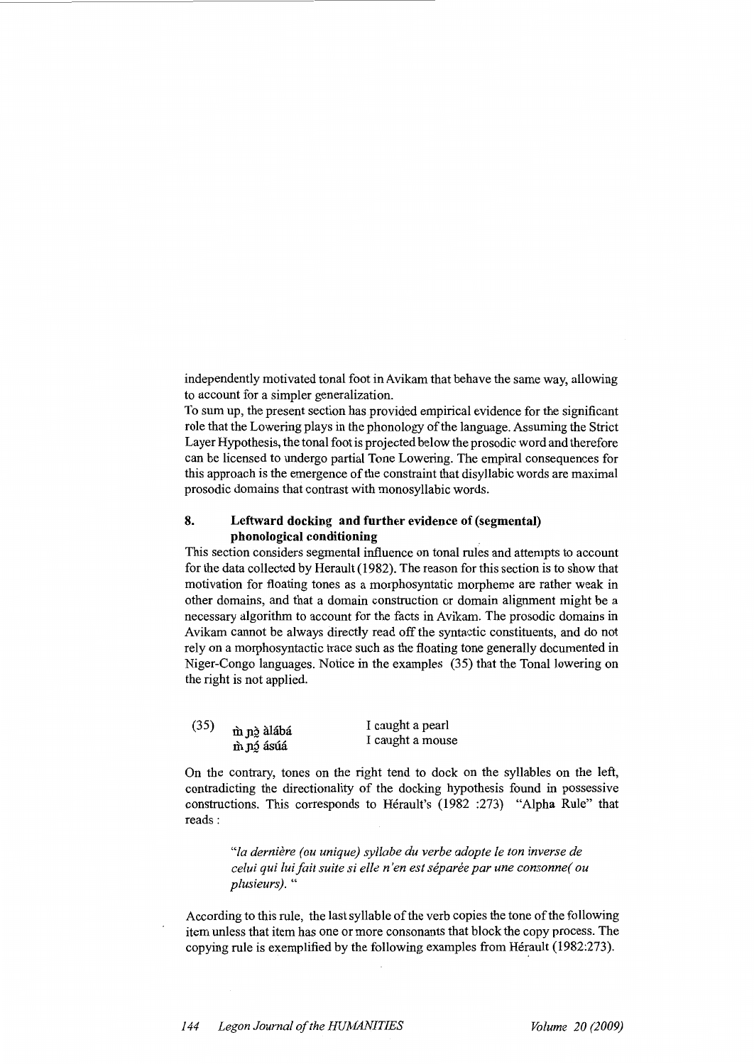independently motivated tonal foot in Avikam that behave the same way, allowing to account for a simpler generalization.

To sum up, the present section has provided empirical evidence for the significant role that the Lowering plays in the phonology of the language. Assuming the Strict Layer Hypothesis, the tonal foot is projected below the prosodic word and therefore can be licensed to undergo partial Tone Lowering. The empiral consequences for this approach is the emergence of the constraint that disyllabic words are maximal prosodic domains that contrast with monosyllabic words.

## 8. Leftward docking and further evidence of (segmental) phonological conditioning

This section considers segmental influence on tonal rules and attempts to account for the data collected by Herault (1982). The reason for this section is to show that motivation for floating tones as a morphosyntatic morpheme are rather weak in other domains, and that a domain construction or domain alignment might be a necessary algorithm to account for the facts in Avikam. The prosodic domains in Avikam cannot be always directly read off the syntactic constituents, and do not rely on a morphosyntactic trace such as the floating tone generally documented in Niger-Congo languages. Notice in the examples (35) that the Tonal lowering on the right is not applied.

| (35) | m̀ ɲɔ̀ àlábá | I caught a pearl |
|---|---|---|
| | m̀ ɲɔ́ ásúá | I caught a mouse |

On the contrary, tones on the right tend to dock on the syllables on the left, contradicting the directionality of the docking hypothesis found in possessive constructions. This corresponds to Hérault's (1982 :273) "Alpha Rule" that reads :

> *"la dernière (ou unique) syllabe du verbe adopte le ton inverse de celui qui lui fait suite si elle n'en est séparée par une consonne( ou plusieurs)."*

According to this rule, the last syllable of the verb copies the tone of the following item unless that item has one or more consonants that block the copy process. The copying rule is exemplified by the following examples from Hérault (1982:273).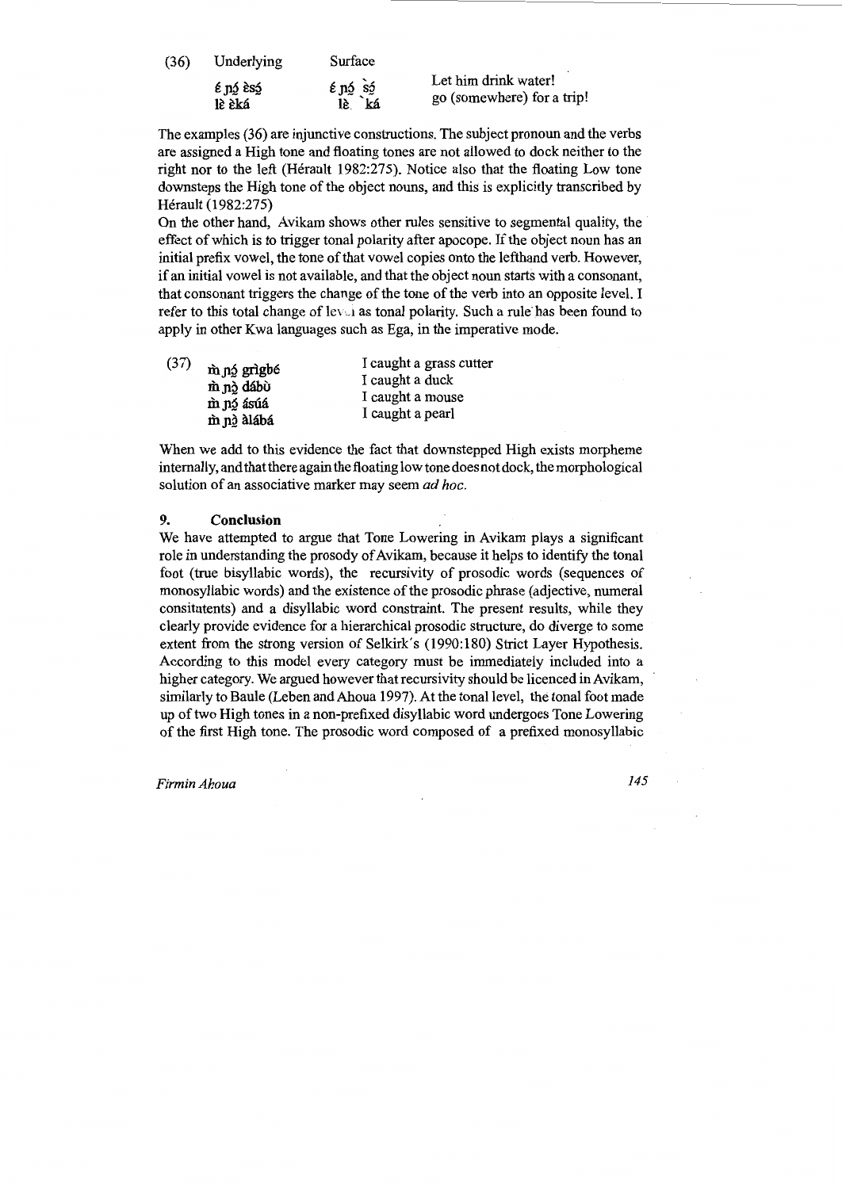| (36) | Underlying | Surface | |
|---|---|---|---|
| | ɛ́ ɲɔ́ ɛ̀sɔ̧́ | ɛ́ ɲɔ́ ˋsɔ̧́ | Let him drink water! |
| | lɛ̀ ɛ̀ká | lɛ̀ ˋká | go (somewhere) for a trip! |

The examples (36) are injunctive constructions. The subject pronoun and the verbs are assigned a High tone and floating tones are not allowed to dock neither to the right nor to the left (Hérault 1982:275). Notice also that the floating Low tone downsteps the High tone of the object nouns, and this is explicitly transcribed by Hérault (1982:275)

On the other hand, Avikam shows other rules sensitive to segmental quality, the effect of which is to trigger tonal polarity after apocope. If the object noun has an initial prefix vowel, the tone of that vowel copies onto the lefthand verb. However, if an initial vowel is not available, and that the object noun starts with a consonant, that consonant triggers the change of the tone of the verb into an opposite level. I refer to this total change of level as tonal polarity. Such a rule has been found to apply in other Kwa languages such as Ega, in the imperative mode.

| (37) | | |
|---|---|---|
| | m̀ ɲɔ́ grìgbé | I caught a grass cutter |
| | m̀ ɲɔ̀ dábù | I caught a duck |
| | m̀ ɲɔ́ ásúá | I caught a mouse |
| | m̀ ɲɔ̀ àlábá | I caught a pearl |

When we add to this evidence the fact that downstepped High exists morpheme internally, and that there again the floating low tone does not dock, the morphological solution of an associative marker may seem *ad hoc*.

## 9. Conclusion

We have attempted to argue that Tone Lowering in Avikam plays a significant role in understanding the prosody of Avikam, because it helps to identify the tonal foot (true bisyllabic words), the recursivity of prosodic words (sequences of monosyllabic words) and the existence of the prosodic phrase (adjective, numeral consitutents) and a disyllabic word constraint. The present results, while they clearly provide evidence for a hierarchical prosodic structure, do diverge to some extent from the strong version of Selkirk's (1990:180) Strict Layer Hypothesis. According to this model every category must be immediately included into a higher category. We argued however that recursivity should be licenced in Avikam, similarly to Baule (Leben and Ahoua 1997). At the tonal level, the tonal foot made up of two High tones in a non-prefixed disyllabic word undergoes Tone Lowering of the first High tone. The prosodic word composed of a prefixed monosyllabic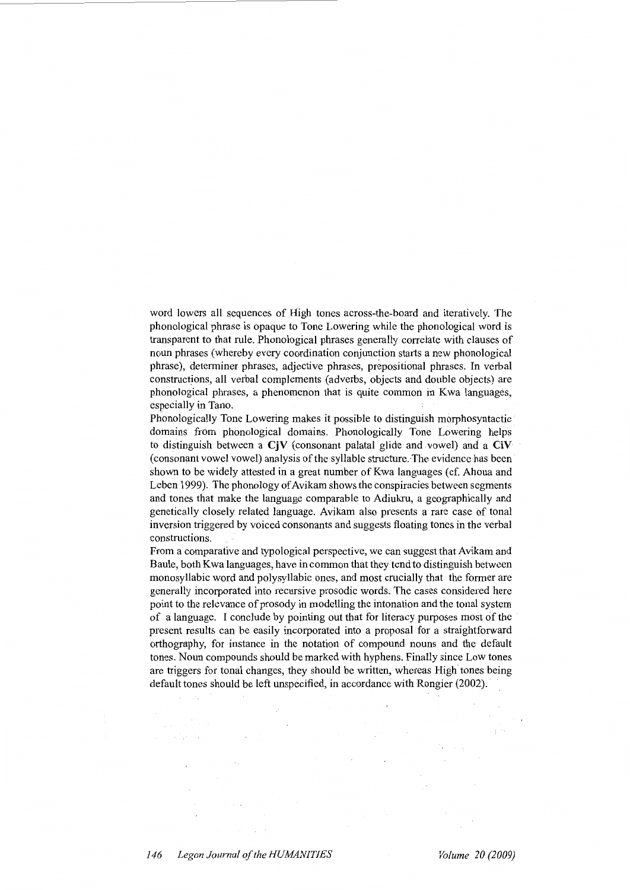word lowers all sequences of High tones across-the-board and iteratively. The phonological phrase is opaque to Tone Lowering while the phonological word is transparent to that rule. Phonological phrases generally correlate with clauses of noun phrases (whereby every coordination conjunction starts a new phonological phrase), determiner phrases, adjective phrases, prepositional phrases. In verbal constructions, all verbal complements (adverbs, objects and double objects) are phonological phrases, a phenomenon that is quite common in Kwa languages, especially in Tano.

Phonologically Tone Lowering makes it possible to distinguish morphosyntactic domains from phonological domains. Phonologically Tone Lowering helps to distinguish between a **CjV** (consonant palatal glide and vowel) and a **CiV** (consonant vowel vowel) analysis of the syllable structure. The evidence has been shown to be widely attested in a great number of Kwa languages (cf. Ahoua and Leben 1999). The phonology of Avikam shows the conspiracies between segments and tones that make the language comparable to Adiukru, a geographically and genetically closely related language. Avikam also presents a rare case of tonal inversion triggered by voiced consonants and suggests floating tones in the verbal constructions.

From a comparative and typological perspective, we can suggest that Avikam and Baule, both Kwa languages, have in common that they tend to distinguish between monosyllabic word and polysyllabic ones, and most crucially that the former are generally incorporated into recursive prosodic words. The cases considered here point to the relevance of prosody in modelling the intonation and the tonal system of a language. I conclude by pointing out that for literacy purposes most of the present results can be easily incorporated into a proposal for a straightforward orthography, for instance in the notation of compound nouns and the default tones. Noun compounds should be marked with hyphens. Finally since Low tones are triggers for tonal changes, they should be written, whereas High tones being default tones should be left unspecified, in accordance with Rongier (2002).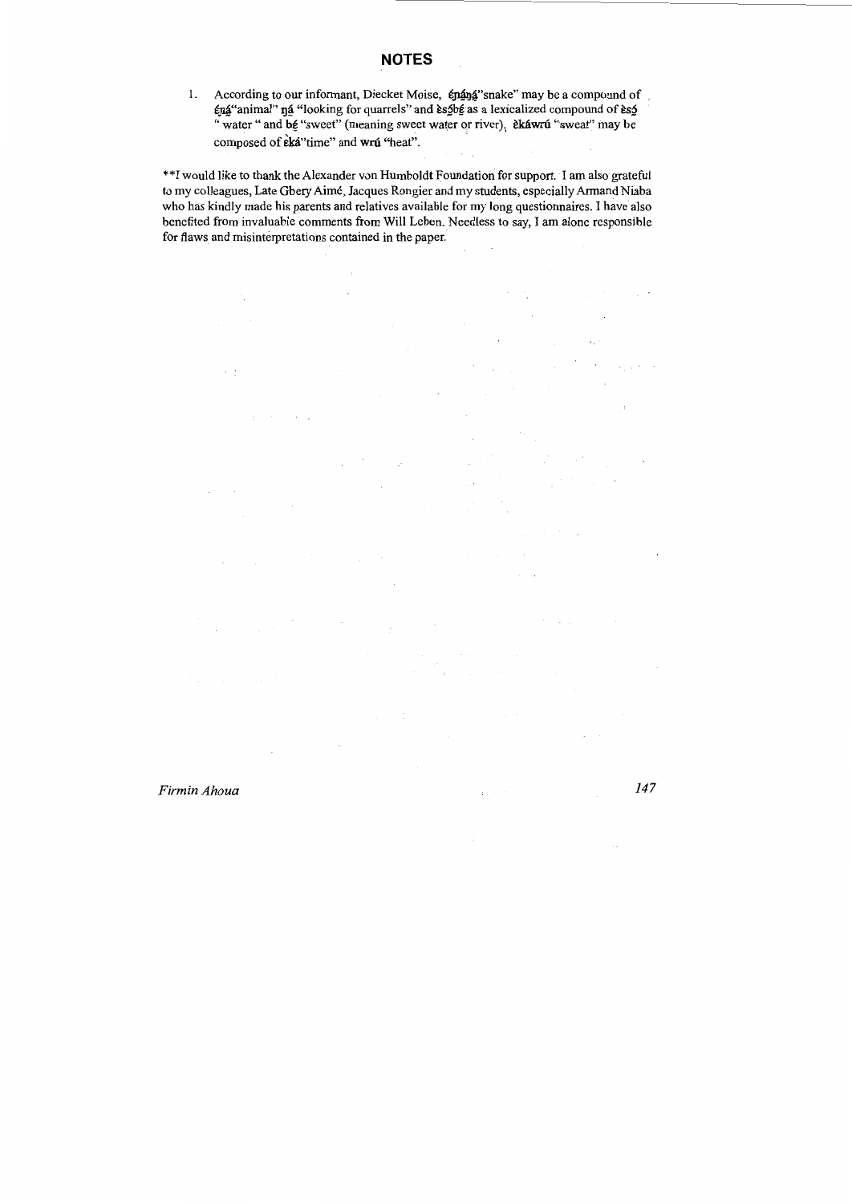## NOTES

1. According to our informant, Diecket Moise, **ɛ́ɲáŋá**"snake" may be a compound of **ɛ́ɲá**"animal" **ŋá** "looking for quarrels" and **ɛ̀sɔ́bɛ́** as a lexicalized compound of **ɛ̀sɔ́** " water " and **bɛ́** "sweet" (meaning sweet water or river), **ɛ̀káwrú** "sweat" may be composed of **ɛ̀ká**"time" and **wrú** "heat".

**I would like to thank the Alexander von Humboldt Foundation for support. I am also grateful to my colleagues, Late Gbery Aimé, Jacques Rongier and my students, especially Armand Niaba who has kindly made his parents and relatives available for my long questionnaires. I have also benefited from invaluable comments from Will Leben. Needless to say, I am alone responsible for flaws and misinterpretations contained in the paper.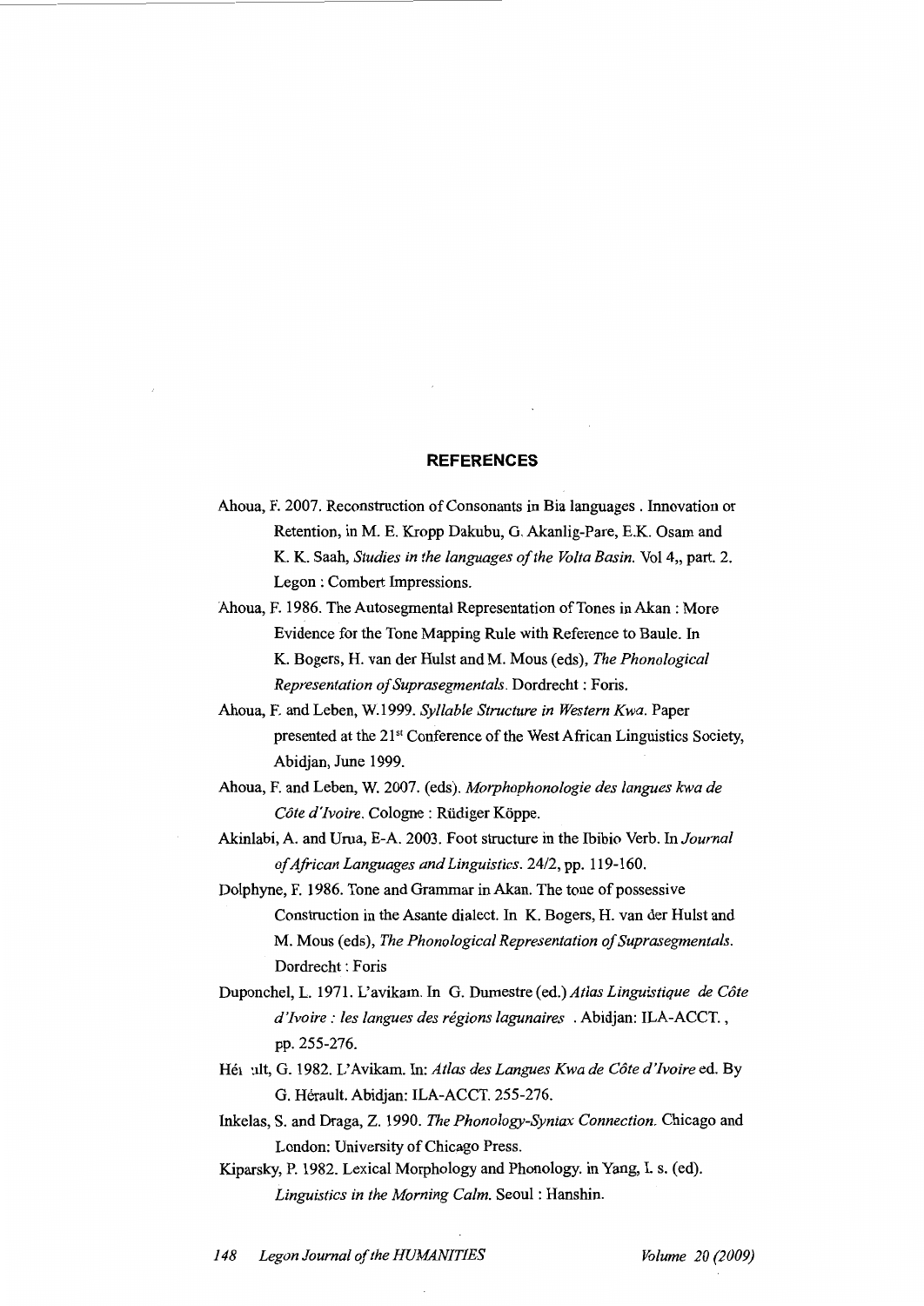## REFERENCES

Ahoua, F. 2007. Reconstruction of Consonants in Bia languages . Innovation or Retention, in M. E. Kropp Dakubu, G. Akanlig-Pare, E.K. Osam and K. K. Saah, *Studies in the languages of the Volta Basin*. Vol 4,, part. 2. Legon : Combert Impressions.

Ahoua, F. 1986. The Autosegmental Representation of Tones in Akan : More Evidence for the Tone Mapping Rule with Reference to Baule. In K. Bogers, H. van der Hulst and M. Mous (eds), *The Phonological Representation of Suprasegmentals*. Dordrecht : Foris.

Ahoua, F. and Leben, W.1999. *Syllable Structure in Western Kwa*. Paper presented at the 21st Conference of the West African Linguistics Society, Abidjan, June 1999.

Ahoua, F. and Leben, W. 2007. (eds). *Morphophonologie des langues kwa de Côte d'Ivoire*. Cologne : Rüdiger Köppe.

Akinlabi, A. and Urua, E-A. 2003. Foot structure in the Ibibio Verb. In *Journal of African Languages and Linguistics*. 24/2, pp. 119-160.

Dolphyne, F. 1986. Tone and Grammar in Akan. The tone of possessive Construction in the Asante dialect. In K. Bogers, H. van der Hulst and M. Mous (eds), *The Phonological Representation of Suprasegmentals*. Dordrecht : Foris

Duponchel, L. 1971. L'avikam. In G. Dumestre (ed.) *Atlas Linguistique de Côte d'Ivoire : les langues des régions lagunaires* . Abidjan: ILA-ACCT. , pp. 255-276.

Héi ult, G. 1982. L'Avikam. In: *Atlas des Langues Kwa de Côte d'Ivoire* ed. By G. Hérault. Abidjan: ILA-ACCT. 255-276.

Inkelas, S. and Draga, Z. 1990. *The Phonology-Syntax Connection*. Chicago and London: University of Chicago Press.

Kiparsky, P. 1982. Lexical Morphology and Phonology. in Yang, I. s. (ed). *Linguistics in the Morning Calm*. Seoul : Hanshin.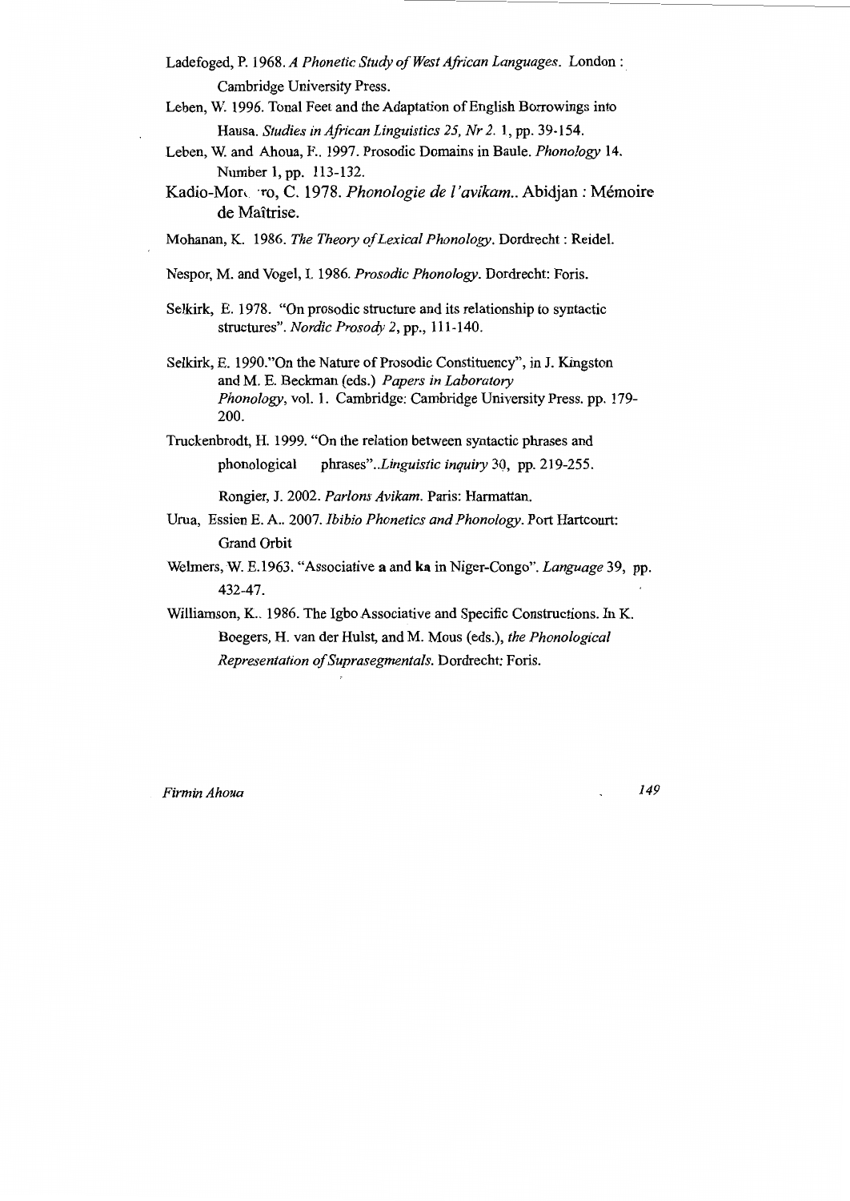Ladefoged, P. 1968. *A Phonetic Study of West African Languages*. London : Cambridge University Press.

Leben, W. 1996. Tonal Feet and the Adaptation of English Borrowings into Hausa. *Studies in African Linguistics 25, Nr 2.* 1, pp. 39-154.

Leben, W. and Ahoua, F.. 1997. Prosodic Domains in Baule. *Phonology* 14. Number 1, pp. 113-132.

Kadio-Mor‹ ·ro, C. 1978. *Phonologie de l'avikam.*. Abidjan : Mémoire de Maîtrise.

Mohanan, K. 1986. *The Theory of Lexical Phonology*. Dordrecht : Reidel.

Nespor, M. and Vogel, I. 1986. *Prosodic Phonology*. Dordrecht: Foris.

Selkirk, E. 1978. "On prosodic structure and its relationship to syntactic structures". *Nordic Prosody 2*, pp., 111-140.

Selkirk, E. 1990."On the Nature of Prosodic Constituency", in J. Kingston and M. E. Beckman (eds.) *Papers in Laboratory Phonology*, vol. 1. Cambridge: Cambridge University Press. pp. 179-200.

Truckenbrodt, H. 1999. "On the relation between syntactic phrases and phonological phrases"..*Linguistic inquiry* 30, pp. 219-255.

Rongier, J. 2002. *Parlons Avikam*. Paris: Harmattan.

Urua, Essien E. A.. 2007. *Ibibio Phonetics and Phonology*. Port Hartcourt: Grand Orbit

Welmers, W. E.1963. "Associative **a** and **ka** in Niger-Congo". *Language* 39, pp. 432-47.

Williamson, K.. 1986. The Igbo Associative and Specific Constructions. In K. Boegers, H. van der Hulst, and M. Mous (eds.), *the Phonological Representation of Suprasegmentals*. Dordrecht: Foris.